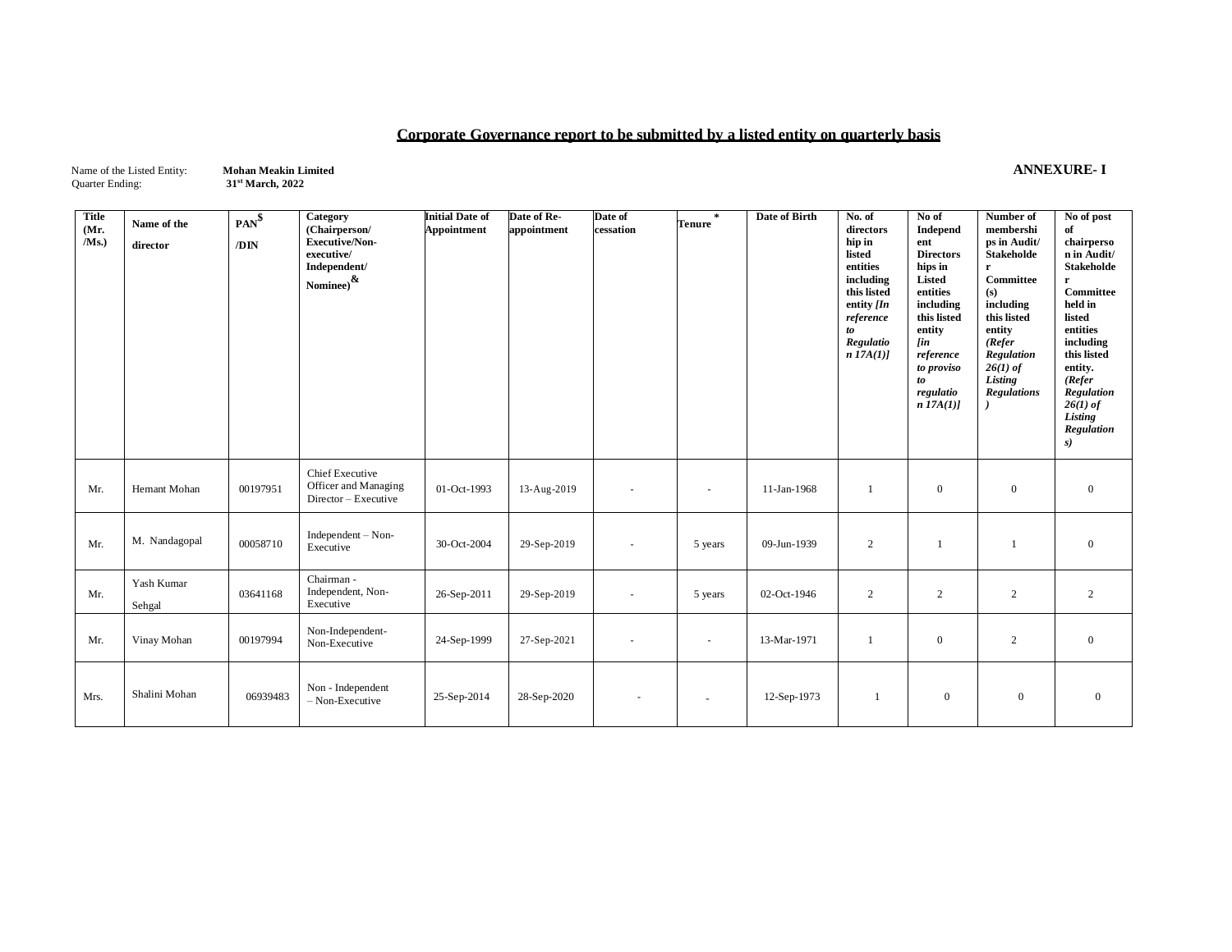## Corporate Governance report to be submitted by a listed entity on quarterly basis

**ANNEXURE- I**

Name of the Listed Entity: **Mohan Meakin Limited**
Quarter Ending: **31st March, 2022**

| Title (Mr. /Ms.) | Name of the director | PAN$ /DIN | Category (Chairperson/ Executive/Non-executive/ Independent/ Nominee)& | Initial Date of Appointment | Date of Re-appointment | Date of cessation | Tenure* | Date of Birth | No. of directorship in listed entities including this listed entity *[In reference to Regulation 17A(1)]* | No of Independent Directorships in Listed entities including this listed entity *[in reference to proviso to regulation 17A(1)]* | Number of memberships in Audit/ Stakeholder Committee (s) including this listed entity *(Refer Regulation 26(1) of Listing Regulations)* | No of post of chairperson in Audit/ Stakeholder Committee held in listed entities including this listed entity. *(Refer Regulation 26(1) of Listing Regulations)* |
|---|---|---|---|---|---|---|---|---|---|---|---|---|
| Mr. | Hemant Mohan | 00197951 | Chief Executive Officer and Managing Director – Executive | 01-Oct-1993 | 13-Aug-2019 | - | - | 11-Jan-1968 | 1 | 0 | 0 | 0 |
| Mr. | M. Nandagopal | 00058710 | Independent – Non-Executive | 30-Oct-2004 | 29-Sep-2019 | - | 5 years | 09-Jun-1939 | 2 | 1 | 1 | 0 |
| Mr. | Yash Kumar Sehgal | 03641168 | Chairman - Independent, Non-Executive | 26-Sep-2011 | 29-Sep-2019 | - | 5 years | 02-Oct-1946 | 2 | 2 | 2 | 2 |
| Mr. | Vinay Mohan | 00197994 | Non-Independent-Non-Executive | 24-Sep-1999 | 27-Sep-2021 | - | - | 13-Mar-1971 | 1 | 0 | 2 | 0 |
| Mrs. | Shalini Mohan | 06939483 | Non - Independent – Non-Executive | 25-Sep-2014 | 28-Sep-2020 | - | - | 12-Sep-1973 | 1 | 0 | 0 | 0 |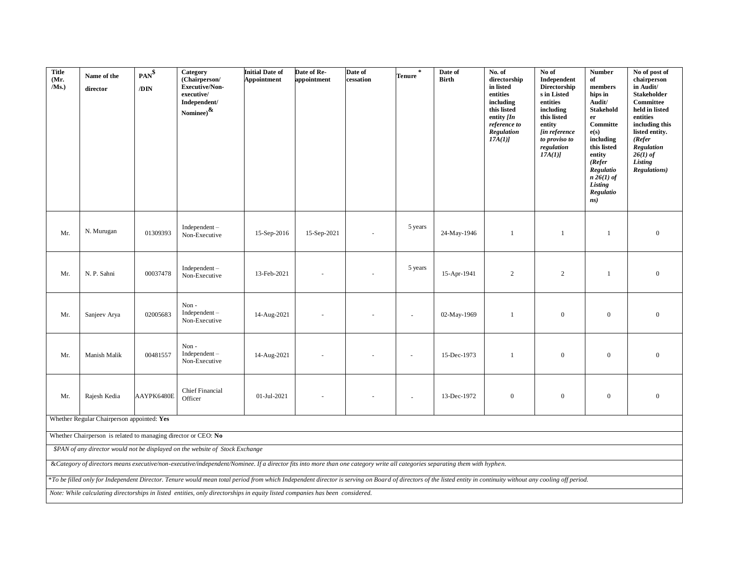| Title (Mr. /Ms.) | Name of the director | PAN[$] /DIN | Category (Chairperson/ Executive/Non-executive/ Independent/ Nominee)[&] | Initial Date of Appointment | Date of Re-appointment | Date of cessation | Tenure * | Date of Birth | No. of directorship in listed entities including this listed entity *[In reference to Regulation 17A(1)]* | No of Independent Directorships in Listed entities including this listed entity *[in reference to proviso to regulation 17A(1)]* | Number of memberships in Audit/ Stakeholder Committee(s) including this listed entity *(Refer Regulation 26(1) of Listing Regulations)* | No of post of chairperson in Audit/ Stakeholder Committee held in listed entities including this listed entity. *(Refer Regulation 26(1) of Listing Regulations)* |
|---|---|---|---|---|---|---|---|---|---|---|---|---|
| Mr. | N. Murugan | 01309393 | Independent – Non-Executive | 15-Sep-2016 | 15-Sep-2021 | - | 5 years | 24-May-1946 | 1 | 1 | 1 | 0 |
| Mr. | N. P. Sahni | 00037478 | Independent – Non-Executive | 13-Feb-2021 | - | - | 5 years | 15-Apr-1941 | 2 | 2 | 1 | 0 |
| Mr. | Sanjeev Arya | 02005683 | Non - Independent – Non-Executive | 14-Aug-2021 | - | - | - | 02-May-1969 | 1 | 0 | 0 | 0 |
| Mr. | Manish Malik | 00481557 | Non - Independent – Non-Executive | 14-Aug-2021 | - | - | - | 15-Dec-1973 | 1 | 0 | 0 | 0 |
| Mr. | Rajesh Kedia | AAYPK6480E | Chief Financial Officer | 01-Jul-2021 | - | - | - | 13-Dec-1972 | 0 | 0 | 0 | 0 |

Whether Regular Chairperson appointed: **Yes**

Whether Chairperson is related to managing director or CEO: **No**

*$PAN of any director would not be displayed on the website of Stock Exchange*

*&Category of directors means executive/non-executive/independent/Nominee. If a director fits into more than one category write all categories separating them with hyphen.*

**To be filled only for Independent Director. Tenure would mean total period from which Independent director is serving on Board of directors of the listed entity in continuity without any cooling off period.*

*Note: While calculating directorships in listed entities, only directorships in equity listed companies has been considered.*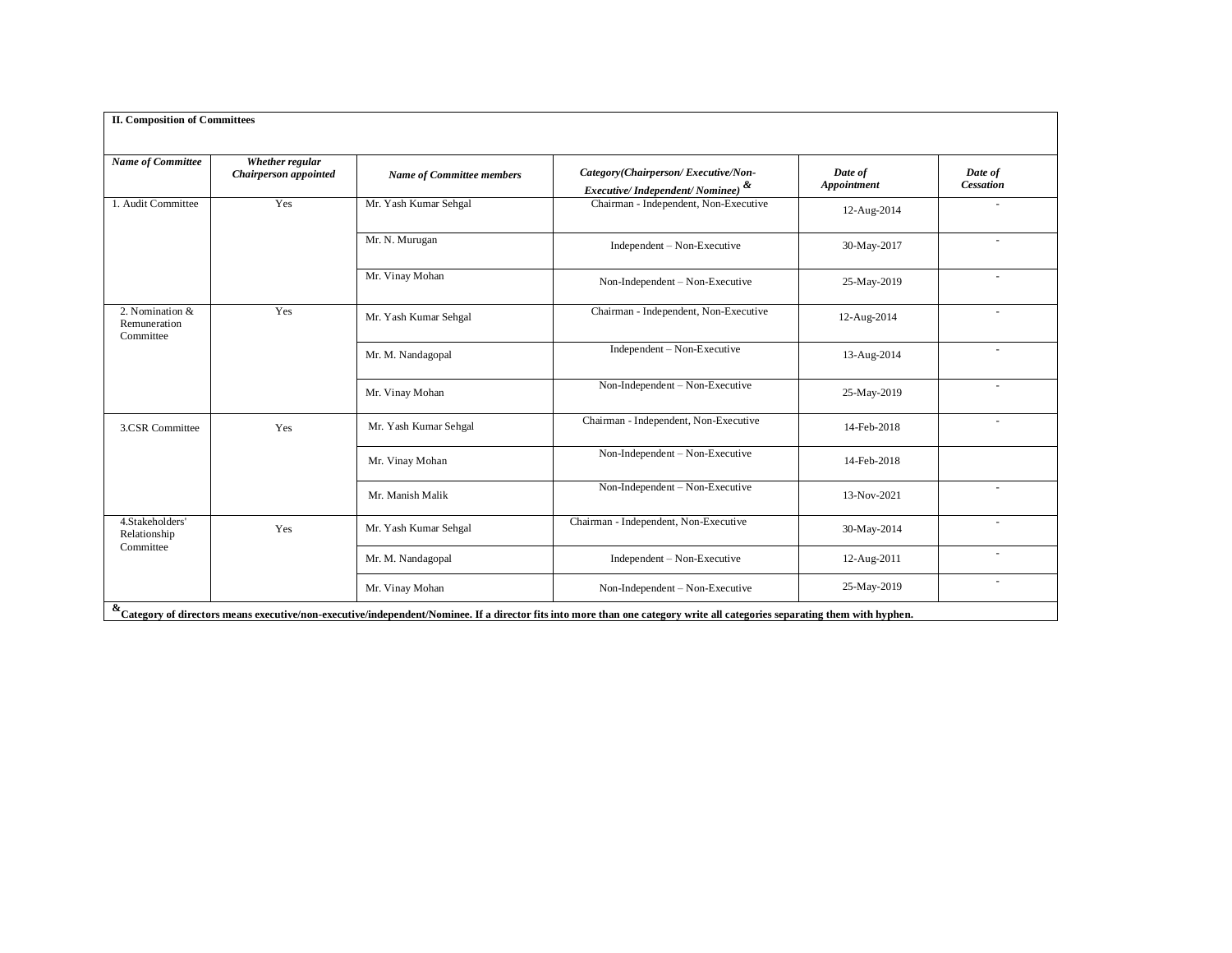**II. Composition of Committees**

| *Name of Committee* | *Whether regular Chairperson appointed* | *Name of Committee members* | *Category(Chairperson/ Executive/Non-Executive/ Independent/ Nominee)* & | *Date of Appointment* | *Date of Cessation* |
|---|---|---|---|---|---|
| 1. Audit Committee | Yes | Mr. Yash Kumar Sehgal | Chairman - Independent, Non-Executive | 12-Aug-2014 | - |
| | | Mr. N. Murugan | Independent – Non-Executive | 30-May-2017 | - |
| | | Mr. Vinay Mohan | Non-Independent – Non-Executive | 25-May-2019 | - |
| 2. Nomination & Remuneration Committee | Yes | Mr. Yash Kumar Sehgal | Chairman - Independent, Non-Executive | 12-Aug-2014 | - |
| | | Mr. M. Nandagopal | Independent – Non-Executive | 13-Aug-2014 | - |
| | | Mr. Vinay Mohan | Non-Independent – Non-Executive | 25-May-2019 | - |
| 3.CSR Committee | Yes | Mr. Yash Kumar Sehgal | Chairman - Independent, Non-Executive | 14-Feb-2018 | - |
| | | Mr. Vinay Mohan | Non-Independent – Non-Executive | 14-Feb-2018 | |
| | | Mr. Manish Malik | Non-Independent – Non-Executive | 13-Nov-2021 | - |
| 4.Stakeholders' Relationship Committee | Yes | Mr. Yash Kumar Sehgal | Chairman - Independent, Non-Executive | 30-May-2014 | - |
| | | Mr. M. Nandagopal | Independent – Non-Executive | 12-Aug-2011 | - |
| | | Mr. Vinay Mohan | Non-Independent – Non-Executive | 25-May-2019 | - |

**&Category of directors means executive/non-executive/independent/Nominee. If a director fits into more than one category write all categories separating them with hyphen.**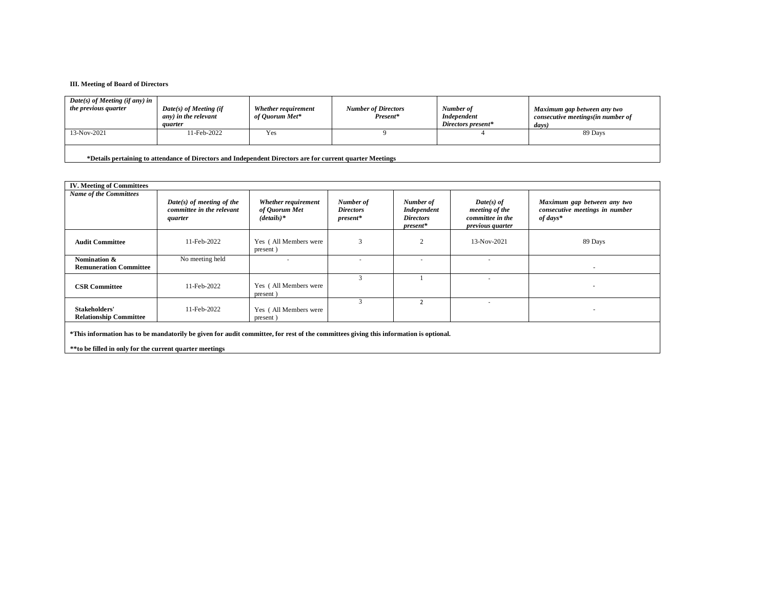**III. Meeting of Board of Directors**

| *Date(s) of Meeting (if any) in the previous quarter* | *Date(s) of Meeting (if any) in the relevant quarter* | *Whether requirement of Quorum Met** | *Number of Directors Present** | *Number of Independent Directors present** | *Maximum gap between any two consecutive meetings(in number of days)* |
|---|---|---|---|---|---|
| 13-Nov-2021 | 11-Feb-2022 | Yes | 9 | 4 | 89 Days |

**\*Details pertaining to attendance of Directors and Independent Directors are for current quarter Meetings**

**IV. Meeting of Committees**

| *Name of the Committees* | *Date(s) of meeting of the committee in the relevant quarter* | *Whether requirement of Quorum Met (details)** | *Number of Directors present** | *Number of Independent Directors present** | *Date(s) of meeting of the committee in the previous quarter* | *Maximum gap between any two consecutive meetings in number of days** |
|---|---|---|---|---|---|---|
| **Audit Committee** | 11-Feb-2022 | Yes ( All Members were present ) | 3 | 2 | 13-Nov-2021 | 89 Days |
| **Nomination & Remuneration Committee** | No meeting held | - | - | - | - | - |
| **CSR Committee** | 11-Feb-2022 | Yes ( All Members were present ) | 3 | 1 | - | - |
| **Stakeholders' Relationship Committee** | 11-Feb-2022 | Yes ( All Members were present ) | 3 | 2 | - | - |

**\*This information has to be mandatorily be given for audit committee, for rest of the committees giving this information is optional.**

**\*\*to be filled in only for the current quarter meetings**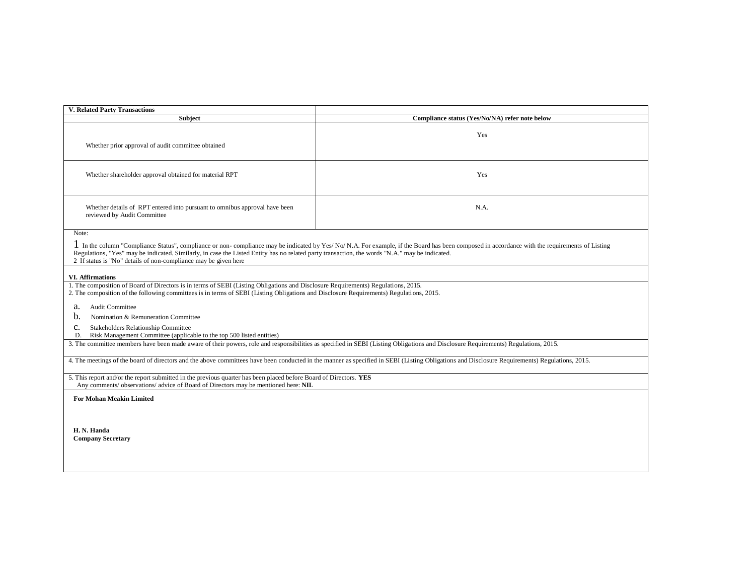| V. Related Party Transactions | |
|---|---|
| **Subject** | **Compliance status (Yes/No/NA) refer note below** |
| Whether prior approval of audit committee obtained | Yes |
| Whether shareholder approval obtained for material RPT | Yes |
| Whether details of RPT entered into pursuant to omnibus approval have been reviewed by Audit Committee | N.A. |

Note:

1 In the column "Compliance Status", compliance or non- compliance may be indicated by Yes/ No/ N.A. For example, if the Board has been composed in accordance with the requirements of Listing Regulations, "Yes" may be indicated. Similarly, in case the Listed Entity has no related party transaction, the words "N.A." may be indicated.

2 If status is "No" details of non-compliance may be given here

**VI. Affirmations**

1. The composition of Board of Directors is in terms of SEBI (Listing Obligations and Disclosure Requirements) Regulations, 2015.
2. The composition of the following committees is in terms of SEBI (Listing Obligations and Disclosure Requirements) Regulations, 2015.

   a. Audit Committee
   b. Nomination & Remuneration Committee
   c. Stakeholders Relationship Committee
   D. Risk Management Committee (applicable to the top 500 listed entities)

3. The committee members have been made aware of their powers, role and responsibilities as specified in SEBI (Listing Obligations and Disclosure Requirements) Regulations, 2015.
4. The meetings of the board of directors and the above committees have been conducted in the manner as specified in SEBI (Listing Obligations and Disclosure Requirements) Regulations, 2015.
5. This report and/or the report submitted in the previous quarter has been placed before Board of Directors. **YES**
   Any comments/ observations/ advice of Board of Directors may be mentioned here: **NIL**

**For Mohan Meakin Limited**

**H. N. Handa**
**Company Secretary**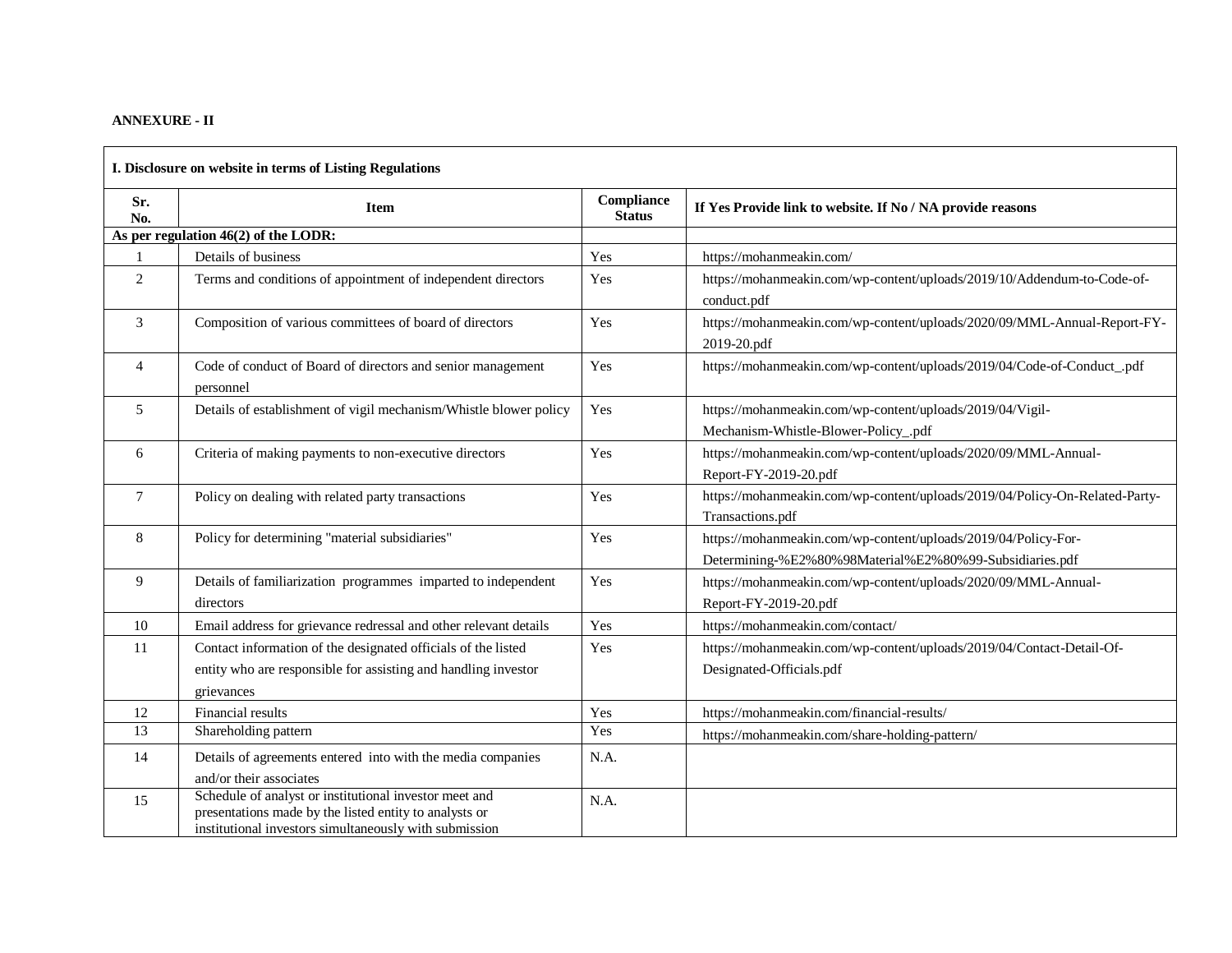**ANNEXURE - II**

| I. Disclosure on website in terms of Listing Regulations | | | |
|---|---|---|---|
| **Sr. No.** | **Item** | **Compliance Status** | **If Yes Provide link to website. If No / NA provide reasons** |
| **As per regulation 46(2) of the LODR:** | | | |
| 1 | Details of business | Yes | https://mohanmeakin.com/ |
| 2 | Terms and conditions of appointment of independent directors | Yes | https://mohanmeakin.com/wp-content/uploads/2019/10/Addendum-to-Code-of-conduct.pdf |
| 3 | Composition of various committees of board of directors | Yes | https://mohanmeakin.com/wp-content/uploads/2020/09/MML-Annual-Report-FY-2019-20.pdf |
| 4 | Code of conduct of Board of directors and senior management personnel | Yes | https://mohanmeakin.com/wp-content/uploads/2019/04/Code-of-Conduct_.pdf |
| 5 | Details of establishment of vigil mechanism/Whistle blower policy | Yes | https://mohanmeakin.com/wp-content/uploads/2019/04/Vigil-Mechanism-Whistle-Blower-Policy_.pdf |
| 6 | Criteria of making payments to non-executive directors | Yes | https://mohanmeakin.com/wp-content/uploads/2020/09/MML-Annual-Report-FY-2019-20.pdf |
| 7 | Policy on dealing with related party transactions | Yes | https://mohanmeakin.com/wp-content/uploads/2019/04/Policy-On-Related-Party-Transactions.pdf |
| 8 | Policy for determining "material subsidiaries" | Yes | https://mohanmeakin.com/wp-content/uploads/2019/04/Policy-For-Determining-%E2%80%98Material%E2%80%99-Subsidiaries.pdf |
| 9 | Details of familiarization programmes imparted to independent directors | Yes | https://mohanmeakin.com/wp-content/uploads/2020/09/MML-Annual-Report-FY-2019-20.pdf |
| 10 | Email address for grievance redressal and other relevant details | Yes | https://mohanmeakin.com/contact/ |
| 11 | Contact information of the designated officials of the listed entity who are responsible for assisting and handling investor grievances | Yes | https://mohanmeakin.com/wp-content/uploads/2019/04/Contact-Detail-Of-Designated-Officials.pdf |
| 12 | Financial results | Yes | https://mohanmeakin.com/financial-results/ |
| 13 | Shareholding pattern | Yes | https://mohanmeakin.com/share-holding-pattern/ |
| 14 | Details of agreements entered into with the media companies and/or their associates | N.A. | |
| 15 | Schedule of analyst or institutional investor meet and presentations made by the listed entity to analysts or institutional investors simultaneously with submission | N.A. | |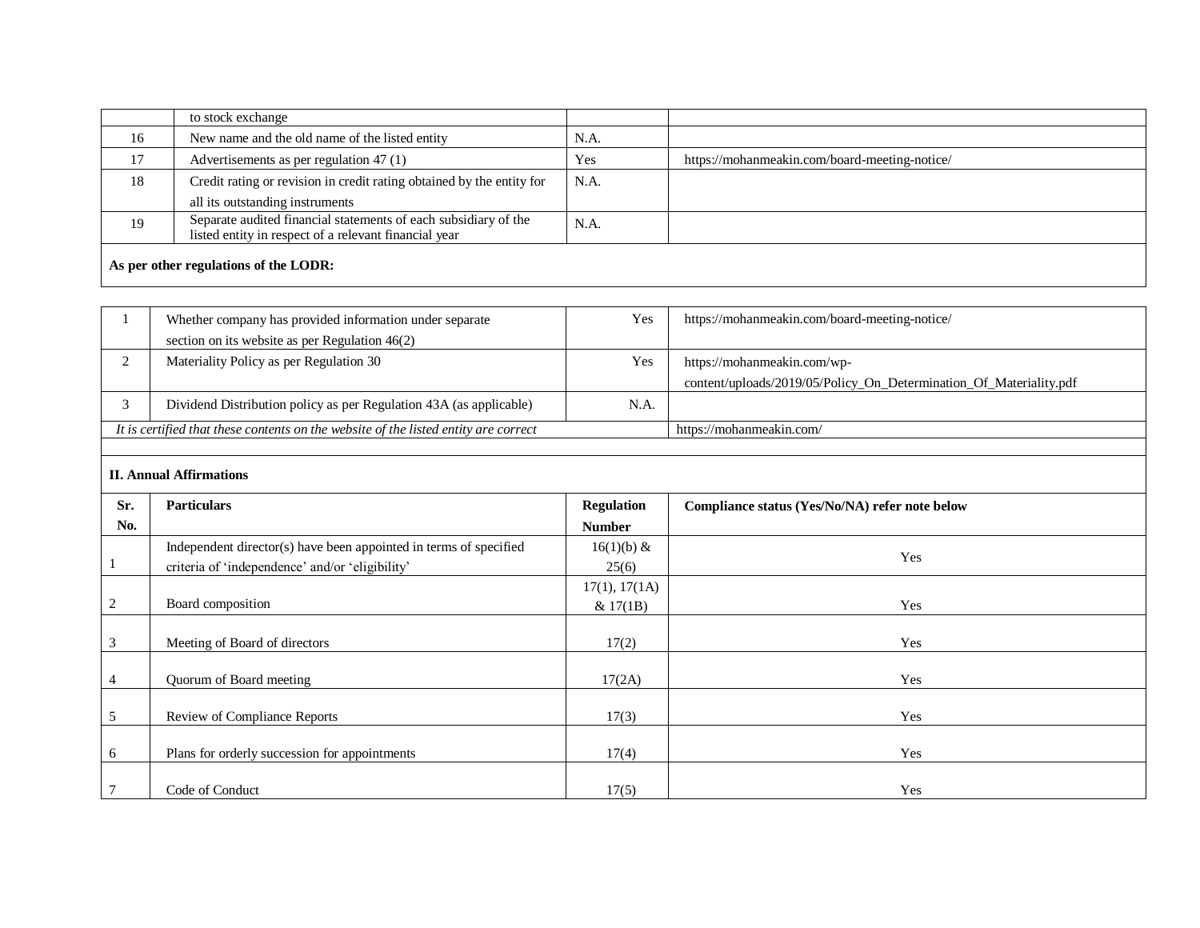|  |  |  |  |
|---|---|---|---|
|  | to stock exchange |  |  |
| 16 | New name and the old name of the listed entity | N.A. |  |
| 17 | Advertisements as per regulation 47 (1) | Yes | https://mohanmeakin.com/board-meeting-notice/ |
| 18 | Credit rating or revision in credit rating obtained by the entity for all its outstanding instruments | N.A. |  |
| 19 | Separate audited financial statements of each subsidiary of the listed entity in respect of a relevant financial year | N.A. |  |

**As per other regulations of the LODR:**

|  |  |  |  |
|---|---|---|---|
| 1 | Whether company has provided information under separate section on its website as per Regulation 46(2) | Yes | https://mohanmeakin.com/board-meeting-notice/ |
| 2 | Materiality Policy as per Regulation 30 | Yes | https://mohanmeakin.com/wp-content/uploads/2019/05/Policy_On_Determination_Of_Materiality.pdf |
| 3 | Dividend Distribution policy as per Regulation 43A (as applicable) | N.A. |  |
| *It is certified that these contents on the website of the listed entity are correct* |  |  | https://mohanmeakin.com/ |

**II. Annual Affirmations**

| Sr. No. | Particulars | Regulation Number | Compliance status (Yes/No/NA) refer note below |
|---|---|---|---|
| 1 | Independent director(s) have been appointed in terms of specified criteria of 'independence' and/or 'eligibility' | 16(1)(b) & 25(6) | Yes |
| 2 | Board composition | 17(1), 17(1A) & 17(1B) | Yes |
| 3 | Meeting of Board of directors | 17(2) | Yes |
| 4 | Quorum of Board meeting | 17(2A) | Yes |
| 5 | Review of Compliance Reports | 17(3) | Yes |
| 6 | Plans for orderly succession for appointments | 17(4) | Yes |
| 7 | Code of Conduct | 17(5) | Yes |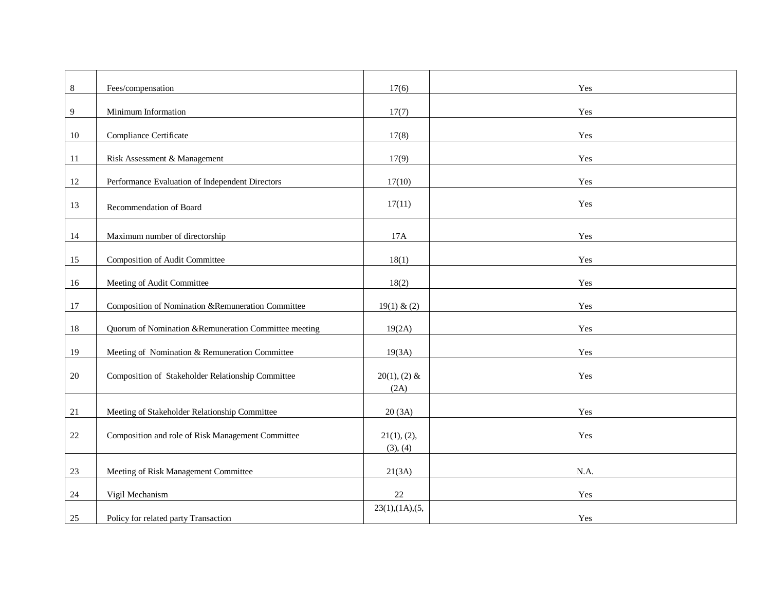| 8 | Fees/compensation | 17(6) | Yes |
|---|---|---|---|
| 9 | Minimum Information | 17(7) | Yes |
| 10 | Compliance Certificate | 17(8) | Yes |
| 11 | Risk Assessment & Management | 17(9) | Yes |
| 12 | Performance Evaluation of Independent Directors | 17(10) | Yes |
| 13 | Recommendation of Board | 17(11) | Yes |
| 14 | Maximum number of directorship | 17A | Yes |
| 15 | Composition of Audit Committee | 18(1) | Yes |
| 16 | Meeting of Audit Committee | 18(2) | Yes |
| 17 | Composition of Nomination &Remuneration Committee | 19(1) & (2) | Yes |
| 18 | Quorum of Nomination &Remuneration Committee meeting | 19(2A) | Yes |
| 19 | Meeting of Nomination & Remuneration Committee | 19(3A) | Yes |
| 20 | Composition of Stakeholder Relationship Committee | 20(1), (2) & (2A) | Yes |
| 21 | Meeting of Stakeholder Relationship Committee | 20 (3A) | Yes |
| 22 | Composition and role of Risk Management Committee | 21(1), (2), (3), (4) | Yes |
| 23 | Meeting of Risk Management Committee | 21(3A) | N.A. |
| 24 | Vigil Mechanism | 22 | Yes |
| 25 | Policy for related party Transaction | 23(1),(1A),(5, | Yes |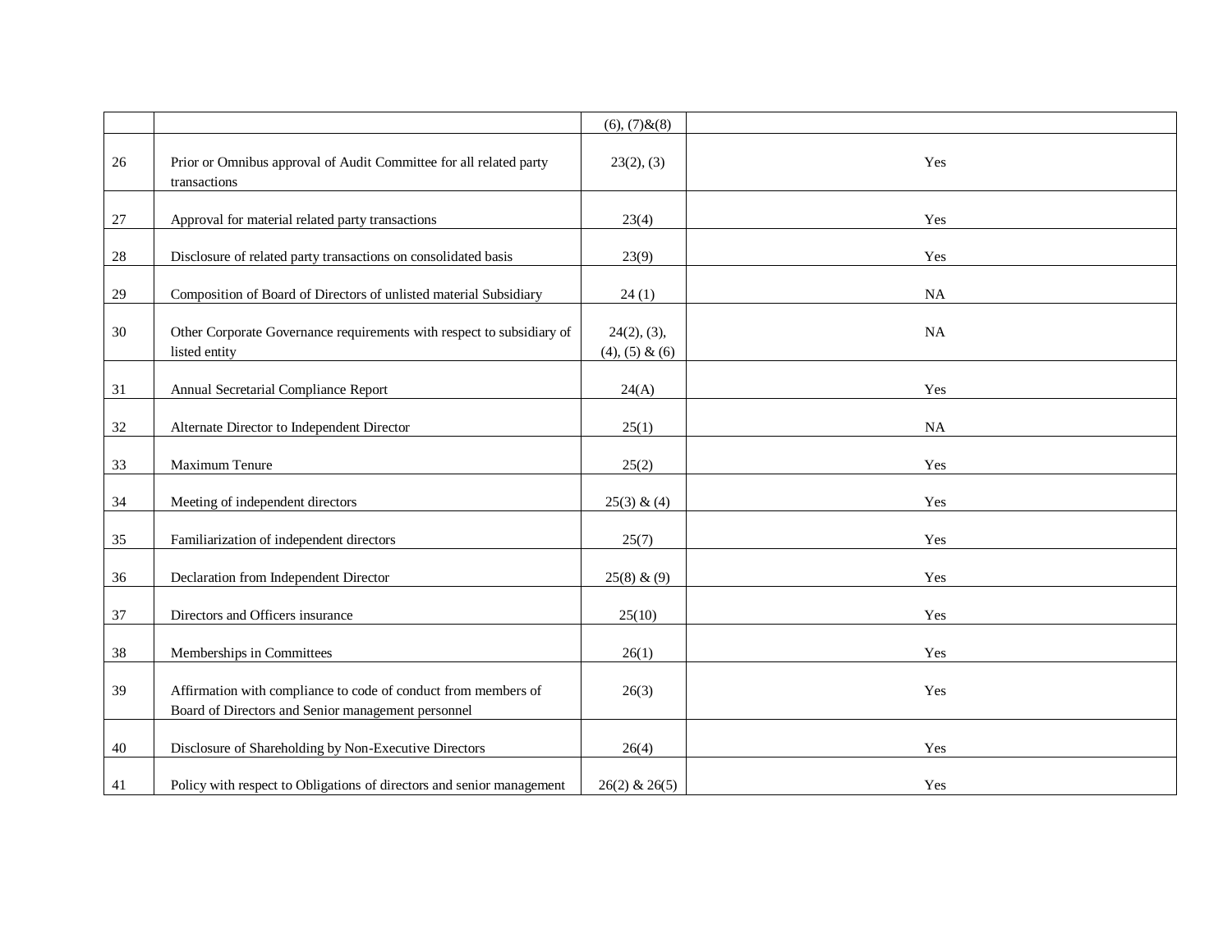|  |  |  |  |
|---|---|---|---|
|  |  | (6), (7)&(8) |  |
| 26 | Prior or Omnibus approval of Audit Committee for all related party transactions | 23(2), (3) | Yes |
| 27 | Approval for material related party transactions | 23(4) | Yes |
| 28 | Disclosure of related party transactions on consolidated basis | 23(9) | Yes |
| 29 | Composition of Board of Directors of unlisted material Subsidiary | 24 (1) | NA |
| 30 | Other Corporate Governance requirements with respect to subsidiary of listed entity | 24(2), (3), (4), (5) & (6) | NA |
| 31 | Annual Secretarial Compliance Report | 24(A) | Yes |
| 32 | Alternate Director to Independent Director | 25(1) | NA |
| 33 | Maximum Tenure | 25(2) | Yes |
| 34 | Meeting of independent directors | 25(3) & (4) | Yes |
| 35 | Familiarization of independent directors | 25(7) | Yes |
| 36 | Declaration from Independent Director | 25(8) & (9) | Yes |
| 37 | Directors and Officers insurance | 25(10) | Yes |
| 38 | Memberships in Committees | 26(1) | Yes |
| 39 | Affirmation with compliance to code of conduct from members of Board of Directors and Senior management personnel | 26(3) | Yes |
| 40 | Disclosure of Shareholding by Non-Executive Directors | 26(4) | Yes |
| 41 | Policy with respect to Obligations of directors and senior management | 26(2) & 26(5) | Yes |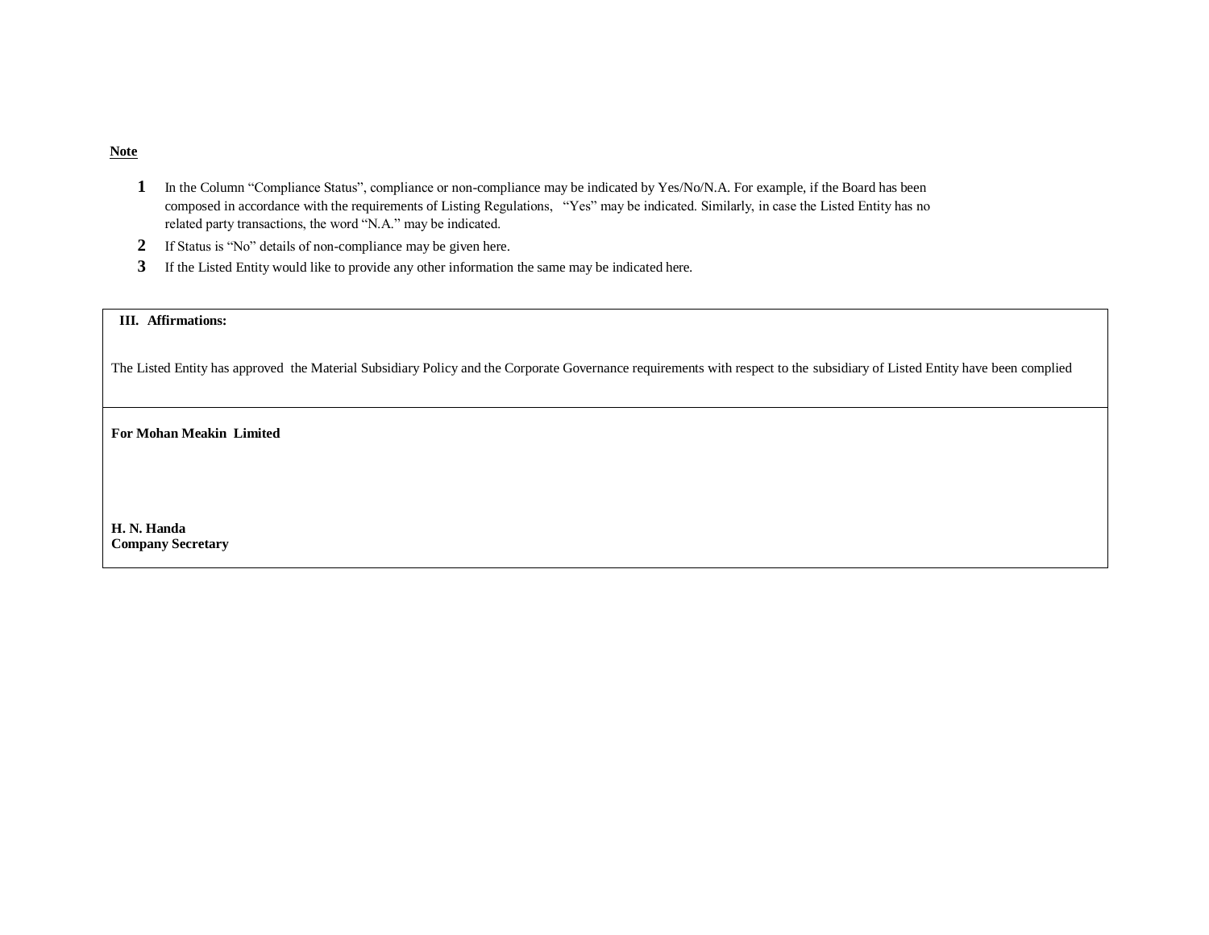**Note**

1. In the Column “Compliance Status”, compliance or non-compliance may be indicated by Yes/No/N.A. For example, if the Board has been composed in accordance with the requirements of Listing Regulations, “Yes” may be indicated. Similarly, in case the Listed Entity has no related party transactions, the word “N.A.” may be indicated.
2. If Status is “No” details of non-compliance may be given here.
3. If the Listed Entity would like to provide any other information the same may be indicated here.

**III. Affirmations:**

The Listed Entity has approved the Material Subsidiary Policy and the Corporate Governance requirements with respect to the subsidiary of Listed Entity have been complied

**For Mohan Meakin Limited**

**H. N. Handa**
**Company Secretary**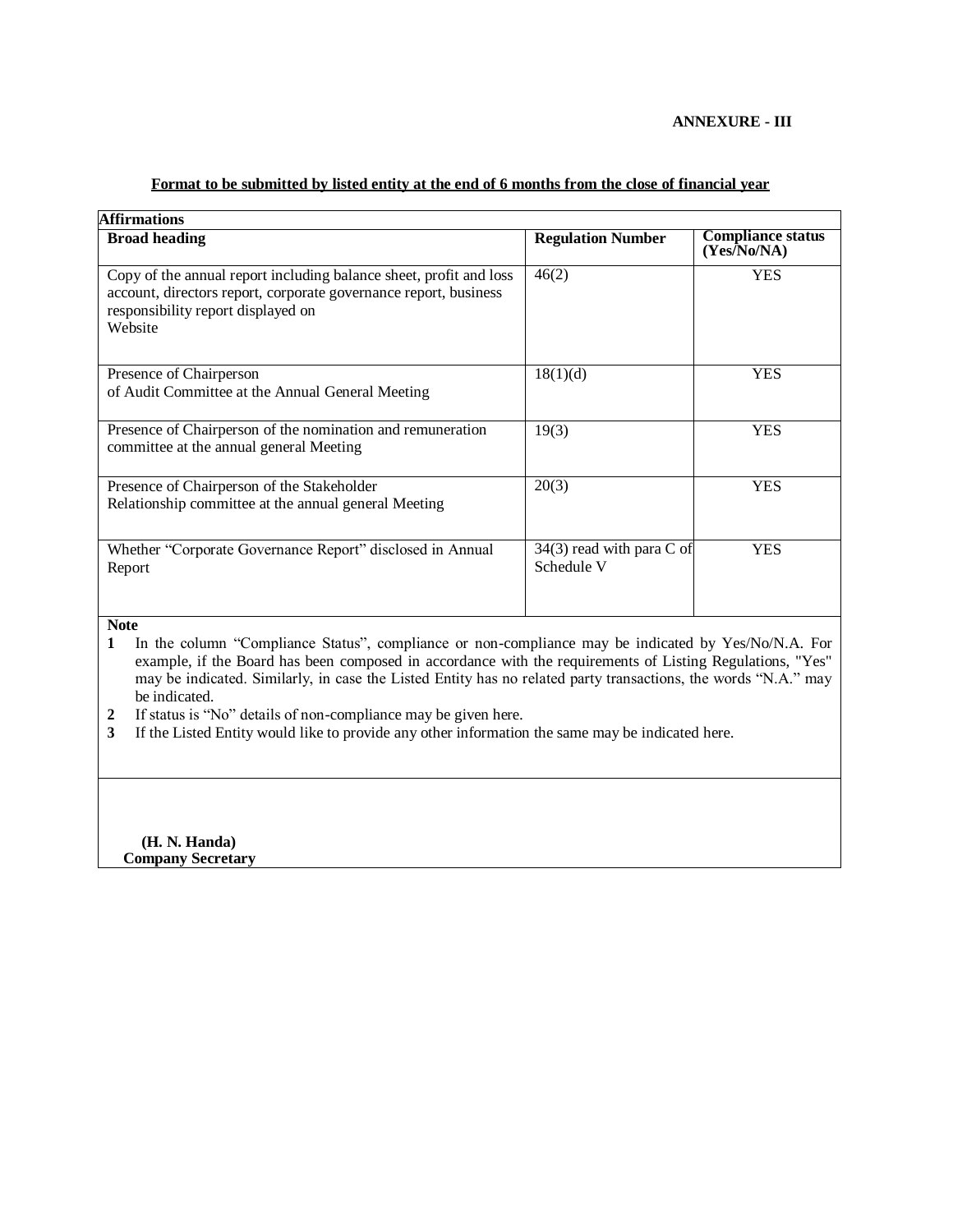**ANNEXURE - III**

**Format to be submitted by listed entity at the end of 6 months from the close of financial year**

**Affirmations**

| Broad heading | Regulation Number | Compliance status (Yes/No/NA) |
|---|---|---|
| Copy of the annual report including balance sheet, profit and loss account, directors report, corporate governance report, business responsibility report displayed on Website | 46(2) | YES |
| Presence of Chairperson of Audit Committee at the Annual General Meeting | 18(1)(d) | YES |
| Presence of Chairperson of the nomination and remuneration committee at the annual general Meeting | 19(3) | YES |
| Presence of Chairperson of the Stakeholder Relationship committee at the annual general Meeting | 20(3) | YES |
| Whether "Corporate Governance Report" disclosed in Annual Report | 34(3) read with para C of Schedule V | YES |

**Note**

1. In the column "Compliance Status", compliance or non-compliance may be indicated by Yes/No/N.A. For example, if the Board has been composed in accordance with the requirements of Listing Regulations, "Yes" may be indicated. Similarly, in case the Listed Entity has no related party transactions, the words "N.A." may be indicated.
2. If status is "No" details of non-compliance may be given here.
3. If the Listed Entity would like to provide any other information the same may be indicated here.

**(H. N. Handa)**
**Company Secretary**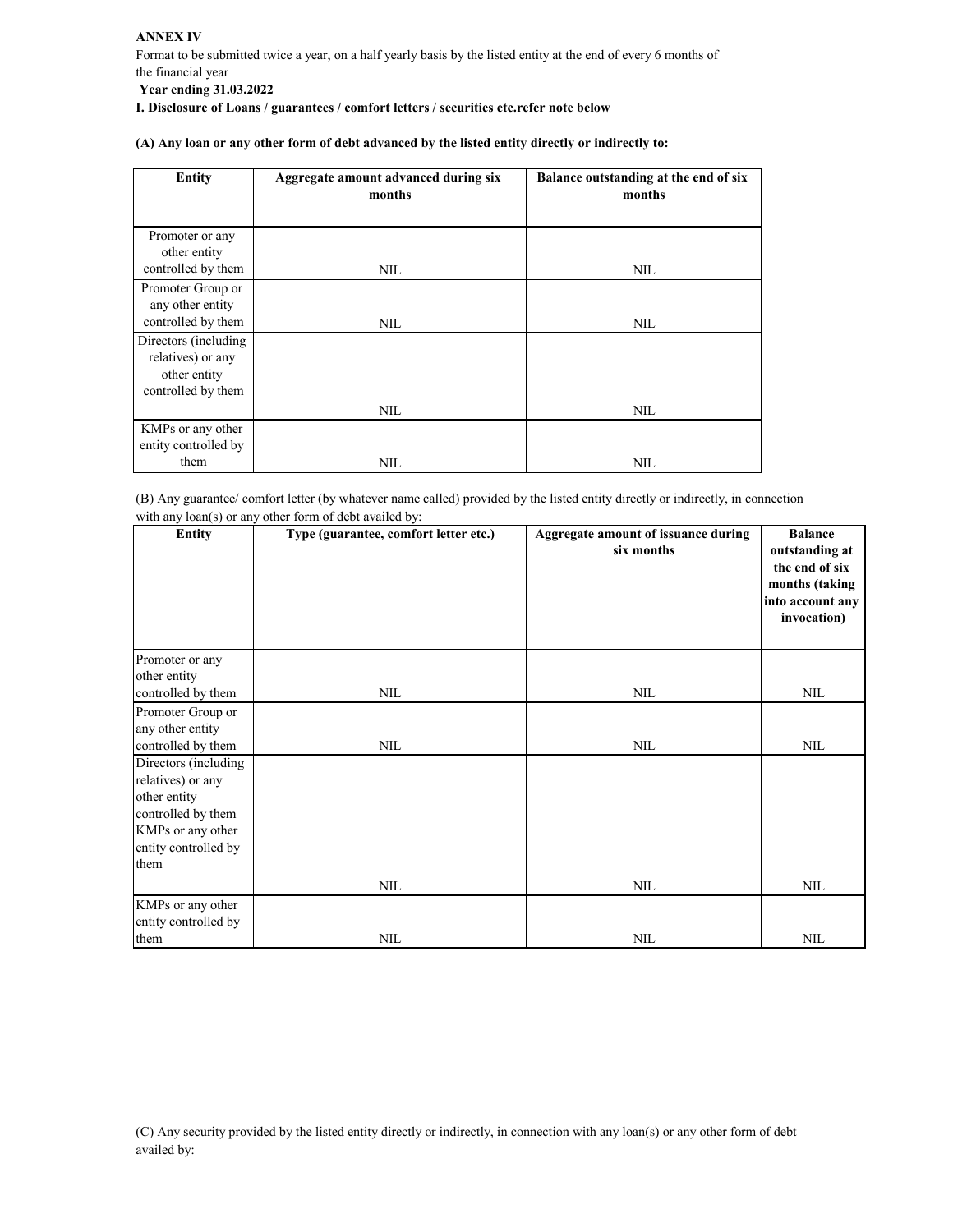**ANNEX IV**

Format to be submitted twice a year, on a half yearly basis by the listed entity at the end of every 6 months of the financial year

**Year ending 31.03.2022**

**I. Disclosure of Loans / guarantees / comfort letters / securities etc.refer note below**

**(A) Any loan or any other form of debt advanced by the listed entity directly or indirectly to:**

| Entity | Aggregate amount advanced during six months | Balance outstanding at the end of six months |
|---|---|---|
| Promoter or any other entity controlled by them | NIL | NIL |
| Promoter Group or any other entity controlled by them | NIL | NIL |
| Directors (including relatives) or any other entity controlled by them | NIL | NIL |
| KMPs or any other entity controlled by them | NIL | NIL |

(B) Any guarantee/ comfort letter (by whatever name called) provided by the listed entity directly or indirectly, in connection with any loan(s) or any other form of debt availed by:

| Entity | Type (guarantee, comfort letter etc.) | Aggregate amount of issuance during six months | Balance outstanding at the end of six months (taking into account any invocation) |
|---|---|---|---|
| Promoter or any other entity controlled by them | NIL | NIL | NIL |
| Promoter Group or any other entity controlled by them | NIL | NIL | NIL |
| Directors (including relatives) or any other entity controlled by them KMPs or any other entity controlled by them | NIL | NIL | NIL |
| KMPs or any other entity controlled by them | NIL | NIL | NIL |

(C) Any security provided by the listed entity directly or indirectly, in connection with any loan(s) or any other form of debt availed by: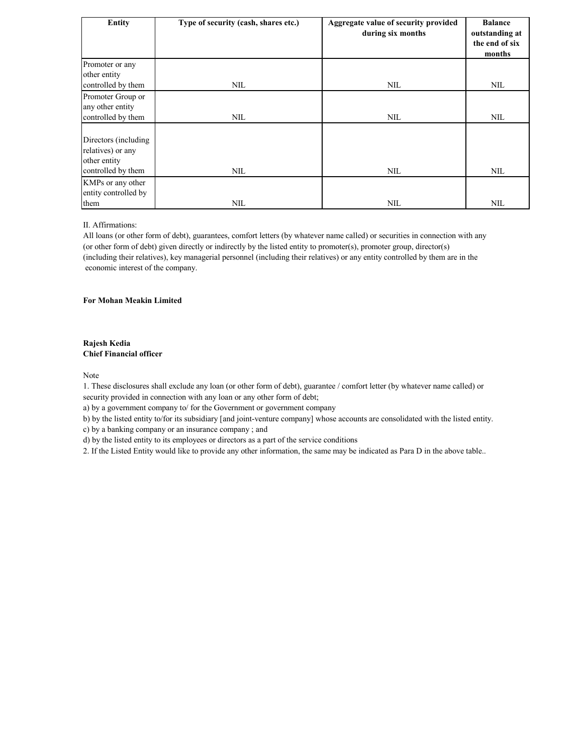| Entity | Type of security (cash, shares etc.) | Aggregate value of security provided during six months | Balance outstanding at the end of six months |
|---|---|---|---|
| Promoter or any other entity controlled by them | NIL | NIL | NIL |
| Promoter Group or any other entity controlled by them | NIL | NIL | NIL |
| Directors (including relatives) or any other entity controlled by them | NIL | NIL | NIL |
| KMPs or any other entity controlled by them | NIL | NIL | NIL |

II. Affirmations:

All loans (or other form of debt), guarantees, comfort letters (by whatever name called) or securities in connection with any (or other form of debt) given directly or indirectly by the listed entity to promoter(s), promoter group, director(s) (including their relatives), key managerial personnel (including their relatives) or any entity controlled by them are in the economic interest of the company.

**For Mohan Meakin Limited**

**Rajesh Kedia**
**Chief Financial officer**

Note

1. These disclosures shall exclude any loan (or other form of debt), guarantee / comfort letter (by whatever name called) or security provided in connection with any loan or any other form of debt;

a) by a government company to/ for the Government or government company

b) by the listed entity to/for its subsidiary [and joint-venture company] whose accounts are consolidated with the listed entity.

c) by a banking company or an insurance company ; and

d) by the listed entity to its employees or directors as a part of the service conditions

2. If the Listed Entity would like to provide any other information, the same may be indicated as Para D in the above table..